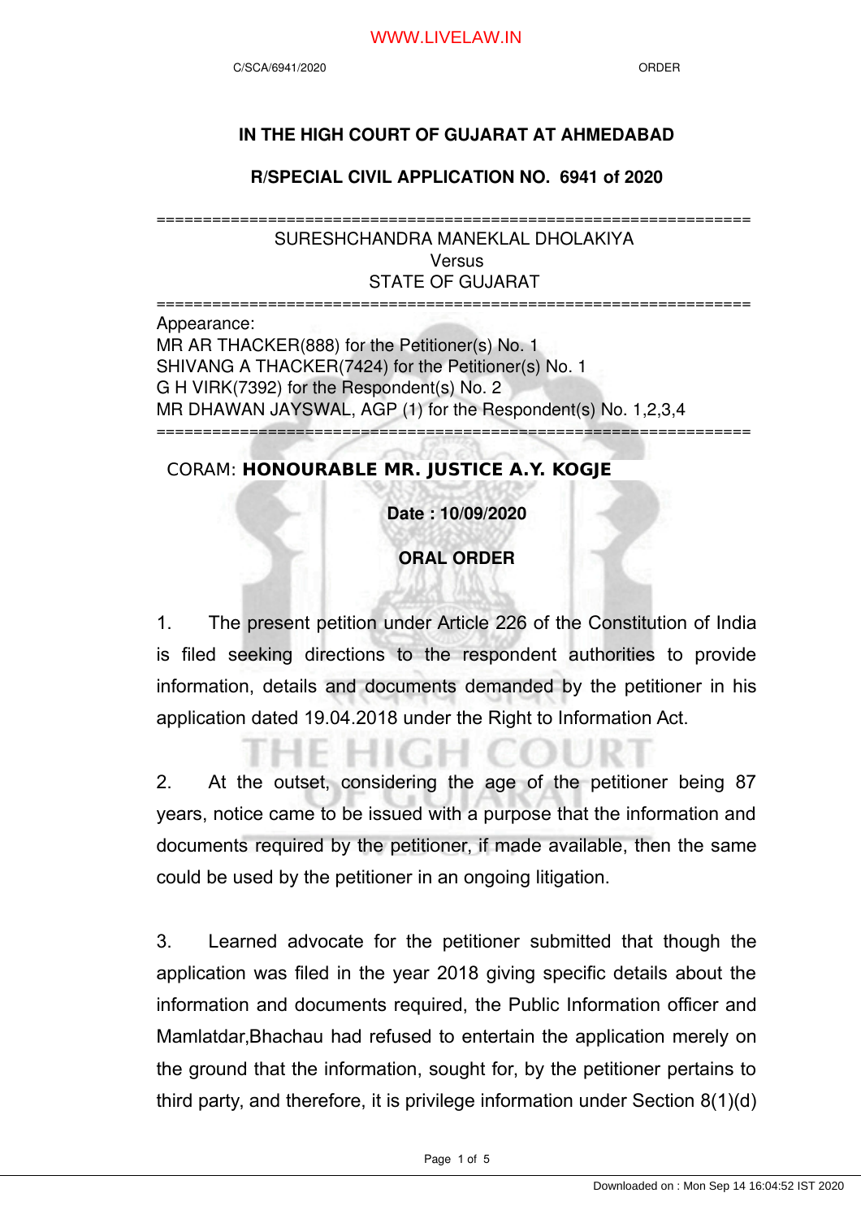# IN THE HIGH COURT OF GUJARAT AT AHMEDABAD

## R/SPECIAL CIVIL APPLICATION NO. 6941 of 2020

==========================================================

SURESHCHANDRA MANEKLAL DHOLAKIYA
Versus
STATE OF GUJARAT

==========================================================

Appearance:
MR AR THACKER(888) for the Petitioner(s) No. 1
SHIVANG A THACKER(7424) for the Petitioner(s) No. 1
G H VIRK(7392) for the Respondent(s) No. 2
MR DHAWAN JAYSWAL, AGP (1) for the Respondent(s) No. 1,2,3,4

==========================================================

CORAM: **HONOURABLE MR. JUSTICE A.Y. KOGJE**

**Date : 10/09/2020**

**ORAL ORDER**

1. The present petition under Article 226 of the Constitution of India is filed seeking directions to the respondent authorities to provide information, details and documents demanded by the petitioner in his application dated 19.04.2018 under the Right to Information Act.

2. At the outset, considering the age of the petitioner being 87 years, notice came to be issued with a purpose that the information and documents required by the petitioner, if made available, then the same could be used by the petitioner in an ongoing litigation.

3. Learned advocate for the petitioner submitted that though the application was filed in the year 2018 giving specific details about the information and documents required, the Public Information officer and Mamlatdar,Bhachau had refused to entertain the application merely on the ground that the information, sought for, by the petitioner pertains to third party, and therefore, it is privilege information under Section 8(1)(d)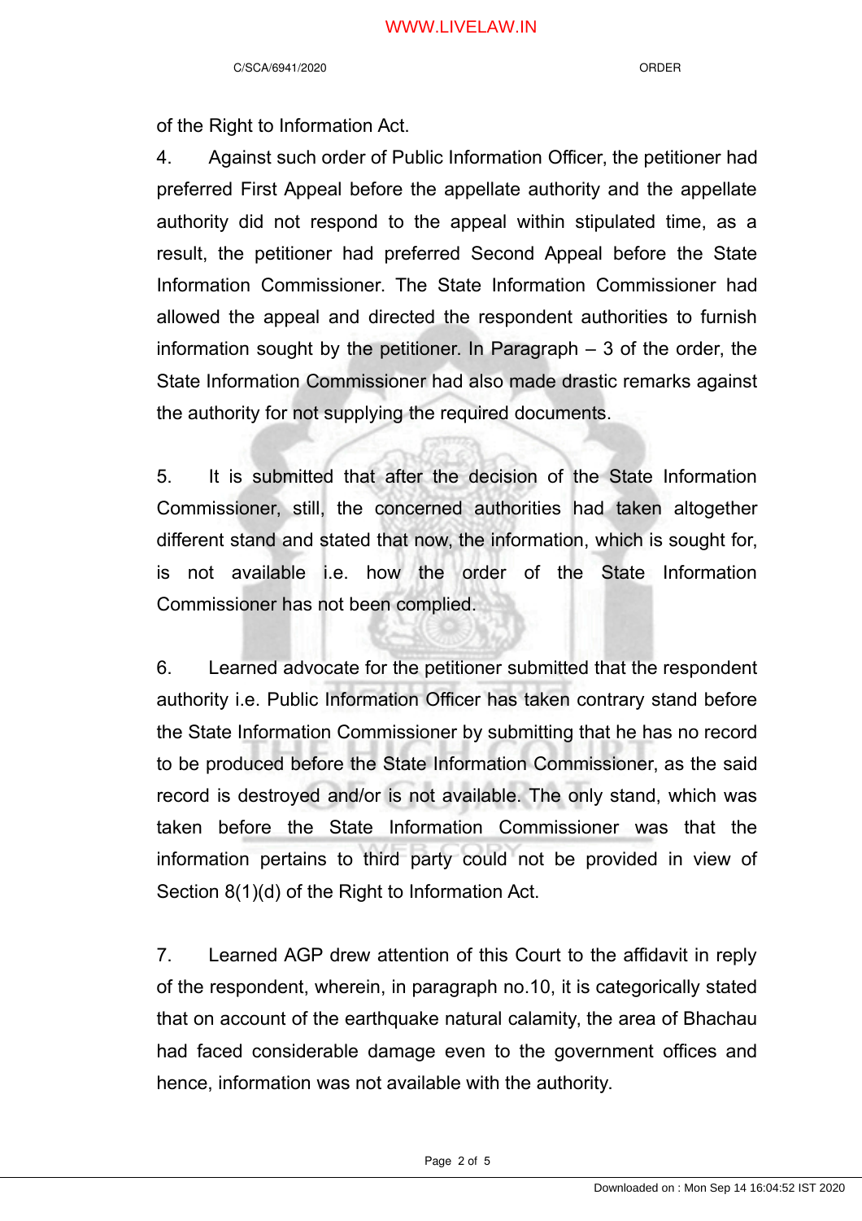of the Right to Information Act.

4. Against such order of Public Information Officer, the petitioner had preferred First Appeal before the appellate authority and the appellate authority did not respond to the appeal within stipulated time, as a result, the petitioner had preferred Second Appeal before the State Information Commissioner. The State Information Commissioner had allowed the appeal and directed the respondent authorities to furnish information sought by the petitioner. In Paragraph – 3 of the order, the State Information Commissioner had also made drastic remarks against the authority for not supplying the required documents.

5. It is submitted that after the decision of the State Information Commissioner, still, the concerned authorities had taken altogether different stand and stated that now, the information, which is sought for, is not available i.e. how the order of the State Information Commissioner has not been complied.

6. Learned advocate for the petitioner submitted that the respondent authority i.e. Public Information Officer has taken contrary stand before the State Information Commissioner by submitting that he has no record to be produced before the State Information Commissioner, as the said record is destroyed and/or is not available. The only stand, which was taken before the State Information Commissioner was that the information pertains to third party could not be provided in view of Section 8(1)(d) of the Right to Information Act.

7. Learned AGP drew attention of this Court to the affidavit in reply of the respondent, wherein, in paragraph no.10, it is categorically stated that on account of the earthquake natural calamity, the area of Bhachau had faced considerable damage even to the government offices and hence, information was not available with the authority.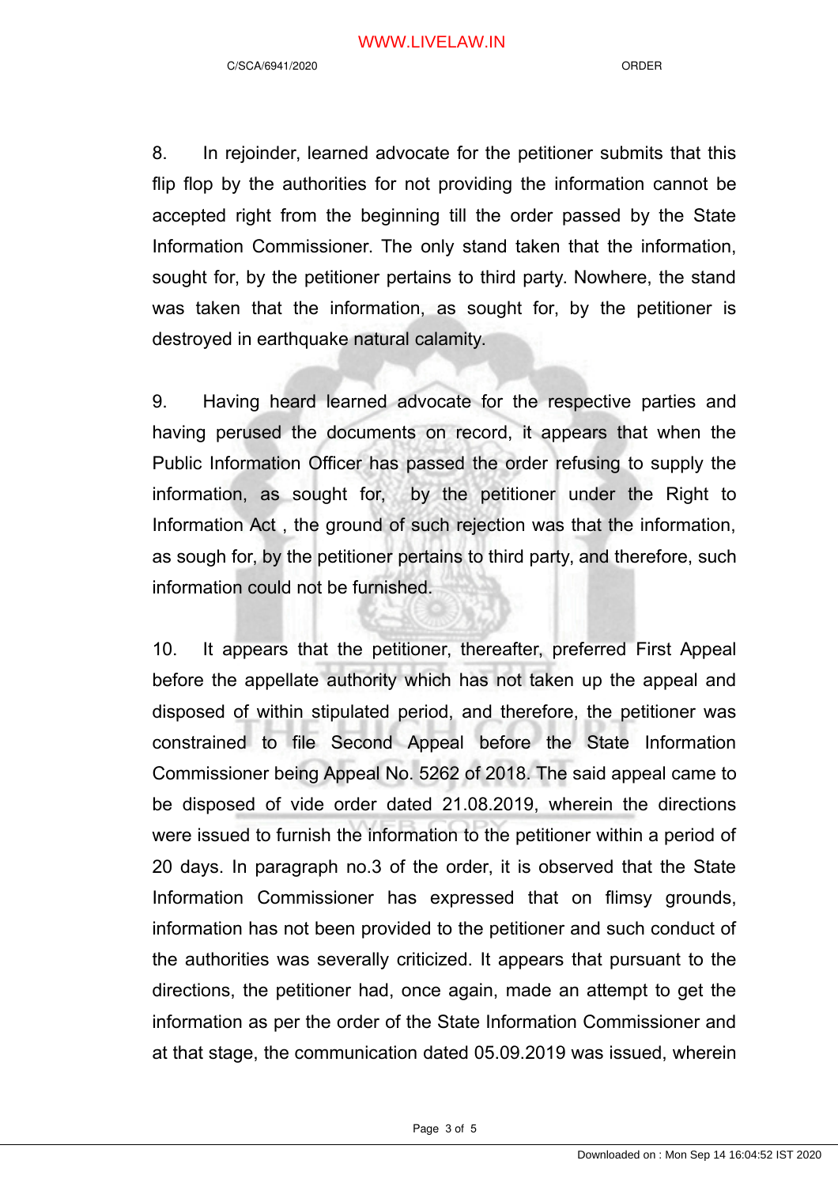8. In rejoinder, learned advocate for the petitioner submits that this flip flop by the authorities for not providing the information cannot be accepted right from the beginning till the order passed by the State Information Commissioner. The only stand taken that the information, sought for, by the petitioner pertains to third party. Nowhere, the stand was taken that the information, as sought for, by the petitioner is destroyed in earthquake natural calamity.

9. Having heard learned advocate for the respective parties and having perused the documents on record, it appears that when the Public Information Officer has passed the order refusing to supply the information, as sought for, by the petitioner under the Right to Information Act , the ground of such rejection was that the information, as sough for, by the petitioner pertains to third party, and therefore, such information could not be furnished.

10. It appears that the petitioner, thereafter, preferred First Appeal before the appellate authority which has not taken up the appeal and disposed of within stipulated period, and therefore, the petitioner was constrained to file Second Appeal before the State Information Commissioner being Appeal No. 5262 of 2018. The said appeal came to be disposed of vide order dated 21.08.2019, wherein the directions were issued to furnish the information to the petitioner within a period of 20 days. In paragraph no.3 of the order, it is observed that the State Information Commissioner has expressed that on flimsy grounds, information has not been provided to the petitioner and such conduct of the authorities was severally criticized. It appears that pursuant to the directions, the petitioner had, once again, made an attempt to get the information as per the order of the State Information Commissioner and at that stage, the communication dated 05.09.2019 was issued, wherein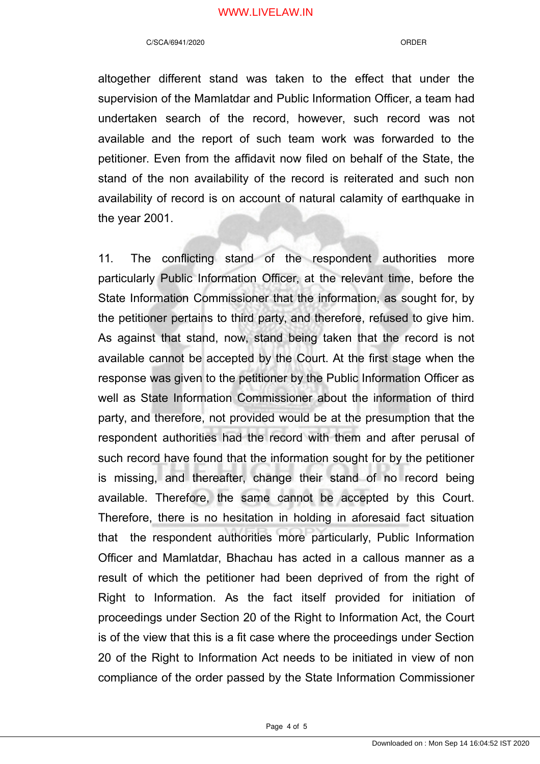altogether different stand was taken to the effect that under the supervision of the Mamlatdar and Public Information Officer, a team had undertaken search of the record, however, such record was not available and the report of such team work was forwarded to the petitioner. Even from the affidavit now filed on behalf of the State, the stand of the non availability of the record is reiterated and such non availability of record is on account of natural calamity of earthquake in the year 2001.

11. The conflicting stand of the respondent authorities more particularly Public Information Officer, at the relevant time, before the State Information Commissioner that the information, as sought for, by the petitioner pertains to third party, and therefore, refused to give him. As against that stand, now, stand being taken that the record is not available cannot be accepted by the Court. At the first stage when the response was given to the petitioner by the Public Information Officer as well as State Information Commissioner about the information of third party, and therefore, not provided would be at the presumption that the respondent authorities had the record with them and after perusal of such record have found that the information sought for by the petitioner is missing, and thereafter, change their stand of no record being available. Therefore, the same cannot be accepted by this Court. Therefore, there is no hesitation in holding in aforesaid fact situation that the respondent authorities more particularly, Public Information Officer and Mamlatdar, Bhachau has acted in a callous manner as a result of which the petitioner had been deprived of from the right of Right to Information. As the fact itself provided for initiation of proceedings under Section 20 of the Right to Information Act, the Court is of the view that this is a fit case where the proceedings under Section 20 of the Right to Information Act needs to be initiated in view of non compliance of the order passed by the State Information Commissioner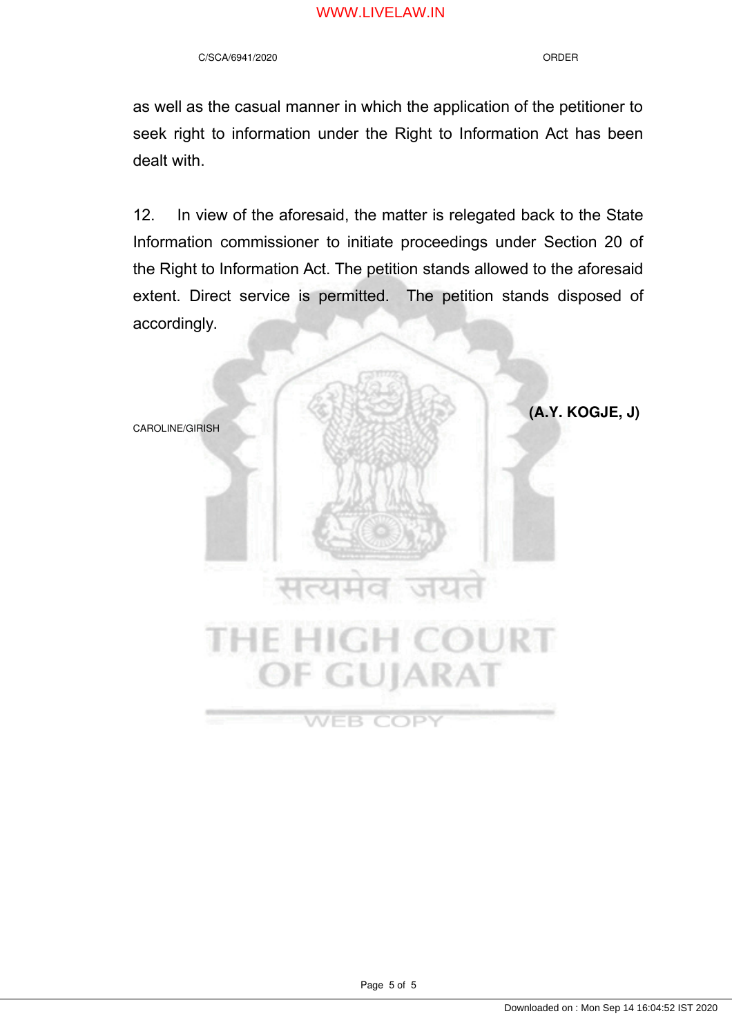as well as the casual manner in which the application of the petitioner to seek right to information under the Right to Information Act has been dealt with.

12. In view of the aforesaid, the matter is relegated back to the State Information commissioner to initiate proceedings under Section 20 of the Right to Information Act. The petition stands allowed to the aforesaid extent. Direct service is permitted. The petition stands disposed of accordingly.

**(A.Y. KOGJE, J)**

CAROLINE/GIRISH